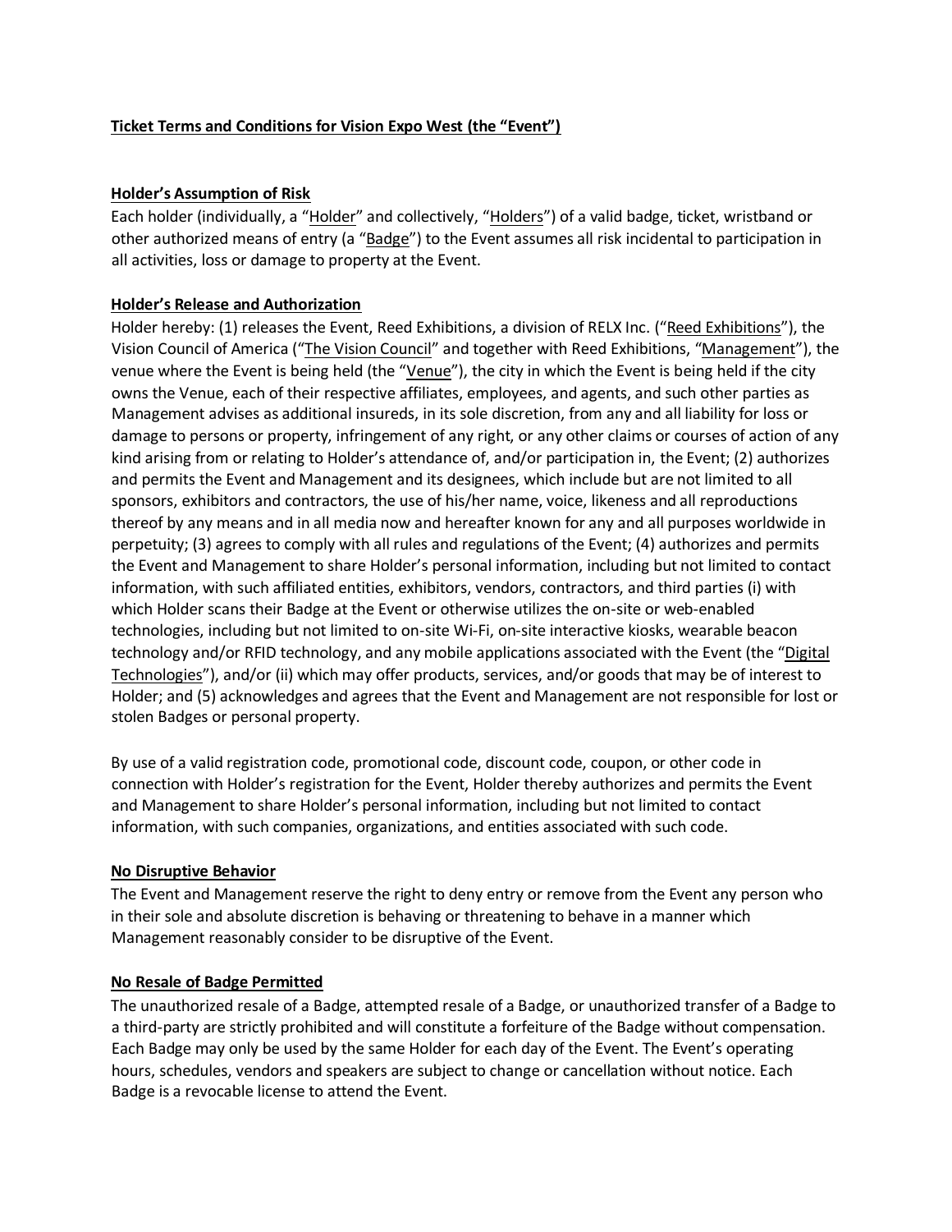**Ticket Terms and Conditions for Vision Expo West (the "Event")**

**Holder's Assumption of Risk**

Each holder (individually, a "Holder" and collectively, "Holders") of a valid badge, ticket, wristband or other authorized means of entry (a "Badge") to the Event assumes all risk incidental to participation in all activities, loss or damage to property at the Event.

**Holder's Release and Authorization**

Holder hereby: (1) releases the Event, Reed Exhibitions, a division of RELX Inc. ("Reed Exhibitions"), the Vision Council of America ("The Vision Council" and together with Reed Exhibitions, "Management"), the venue where the Event is being held (the "Venue"), the city in which the Event is being held if the city owns the Venue, each of their respective affiliates, employees, and agents, and such other parties as Management advises as additional insureds, in its sole discretion, from any and all liability for loss or damage to persons or property, infringement of any right, or any other claims or courses of action of any kind arising from or relating to Holder's attendance of, and/or participation in, the Event; (2) authorizes and permits the Event and Management and its designees, which include but are not limited to all sponsors, exhibitors and contractors, the use of his/her name, voice, likeness and all reproductions thereof by any means and in all media now and hereafter known for any and all purposes worldwide in perpetuity; (3) agrees to comply with all rules and regulations of the Event; (4) authorizes and permits the Event and Management to share Holder's personal information, including but not limited to contact information, with such affiliated entities, exhibitors, vendors, contractors, and third parties (i) with which Holder scans their Badge at the Event or otherwise utilizes the on-site or web-enabled technologies, including but not limited to on-site Wi-Fi, on-site interactive kiosks, wearable beacon technology and/or RFID technology, and any mobile applications associated with the Event (the "Digital Technologies"), and/or (ii) which may offer products, services, and/or goods that may be of interest to Holder; and (5) acknowledges and agrees that the Event and Management are not responsible for lost or stolen Badges or personal property.

By use of a valid registration code, promotional code, discount code, coupon, or other code in connection with Holder's registration for the Event, Holder thereby authorizes and permits the Event and Management to share Holder's personal information, including but not limited to contact information, with such companies, organizations, and entities associated with such code.

**No Disruptive Behavior**

The Event and Management reserve the right to deny entry or remove from the Event any person who in their sole and absolute discretion is behaving or threatening to behave in a manner which Management reasonably consider to be disruptive of the Event.

**No Resale of Badge Permitted**

The unauthorized resale of a Badge, attempted resale of a Badge, or unauthorized transfer of a Badge to a third-party are strictly prohibited and will constitute a forfeiture of the Badge without compensation. Each Badge may only be used by the same Holder for each day of the Event. The Event's operating hours, schedules, vendors and speakers are subject to change or cancellation without notice. Each Badge is a revocable license to attend the Event.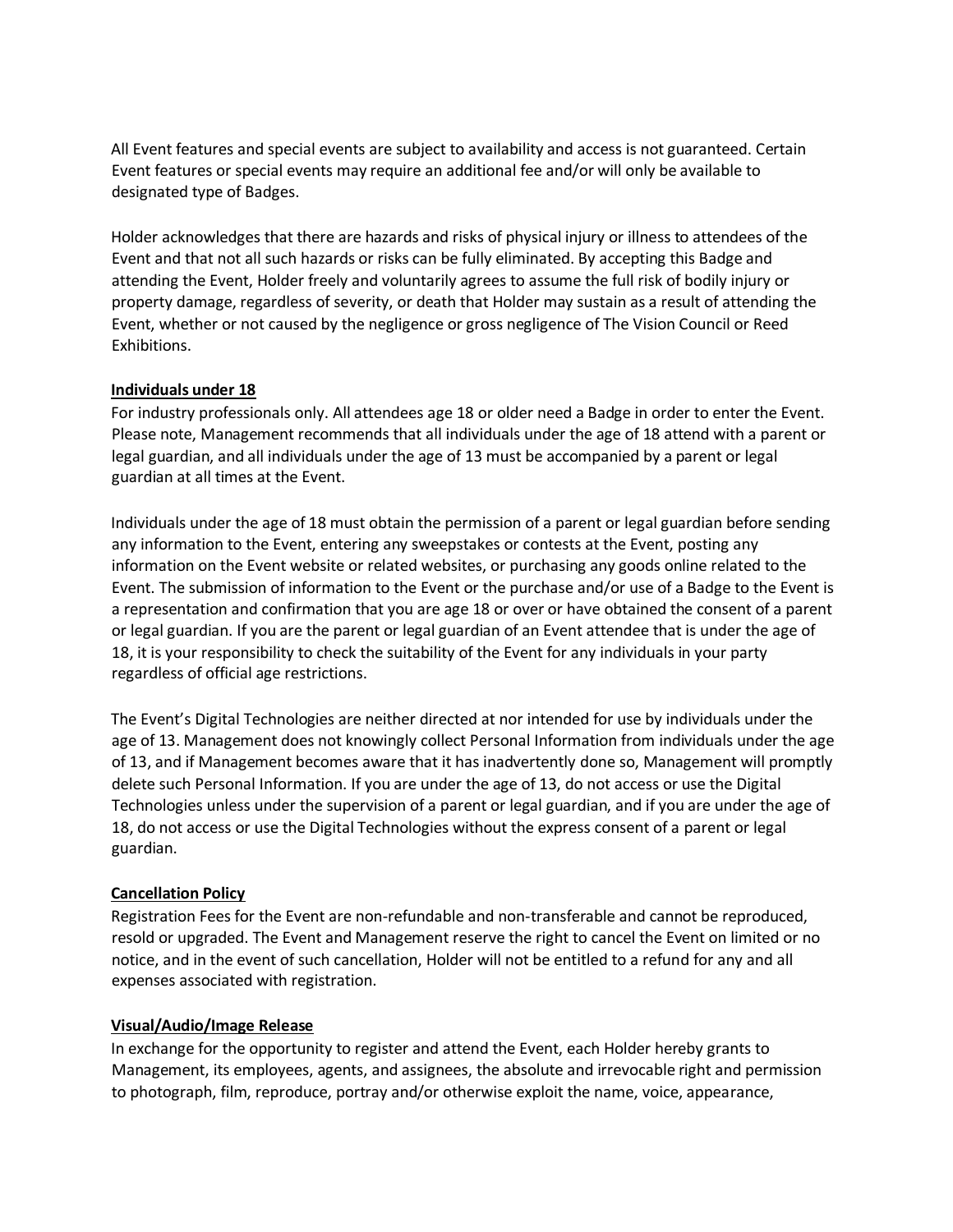All Event features and special events are subject to availability and access is not guaranteed. Certain Event features or special events may require an additional fee and/or will only be available to designated type of Badges.

Holder acknowledges that there are hazards and risks of physical injury or illness to attendees of the Event and that not all such hazards or risks can be fully eliminated. By accepting this Badge and attending the Event, Holder freely and voluntarily agrees to assume the full risk of bodily injury or property damage, regardless of severity, or death that Holder may sustain as a result of attending the Event, whether or not caused by the negligence or gross negligence of The Vision Council or Reed Exhibitions.

**Individuals under 18**

For industry professionals only. All attendees age 18 or older need a Badge in order to enter the Event. Please note, Management recommends that all individuals under the age of 18 attend with a parent or legal guardian, and all individuals under the age of 13 must be accompanied by a parent or legal guardian at all times at the Event.

Individuals under the age of 18 must obtain the permission of a parent or legal guardian before sending any information to the Event, entering any sweepstakes or contests at the Event, posting any information on the Event website or related websites, or purchasing any goods online related to the Event. The submission of information to the Event or the purchase and/or use of a Badge to the Event is a representation and confirmation that you are age 18 or over or have obtained the consent of a parent or legal guardian. If you are the parent or legal guardian of an Event attendee that is under the age of 18, it is your responsibility to check the suitability of the Event for any individuals in your party regardless of official age restrictions.

The Event's Digital Technologies are neither directed at nor intended for use by individuals under the age of 13. Management does not knowingly collect Personal Information from individuals under the age of 13, and if Management becomes aware that it has inadvertently done so, Management will promptly delete such Personal Information. If you are under the age of 13, do not access or use the Digital Technologies unless under the supervision of a parent or legal guardian, and if you are under the age of 18, do not access or use the Digital Technologies without the express consent of a parent or legal guardian.

**Cancellation Policy**

Registration Fees for the Event are non-refundable and non-transferable and cannot be reproduced, resold or upgraded. The Event and Management reserve the right to cancel the Event on limited or no notice, and in the event of such cancellation, Holder will not be entitled to a refund for any and all expenses associated with registration.

**Visual/Audio/Image Release**

In exchange for the opportunity to register and attend the Event, each Holder hereby grants to Management, its employees, agents, and assignees, the absolute and irrevocable right and permission to photograph, film, reproduce, portray and/or otherwise exploit the name, voice, appearance,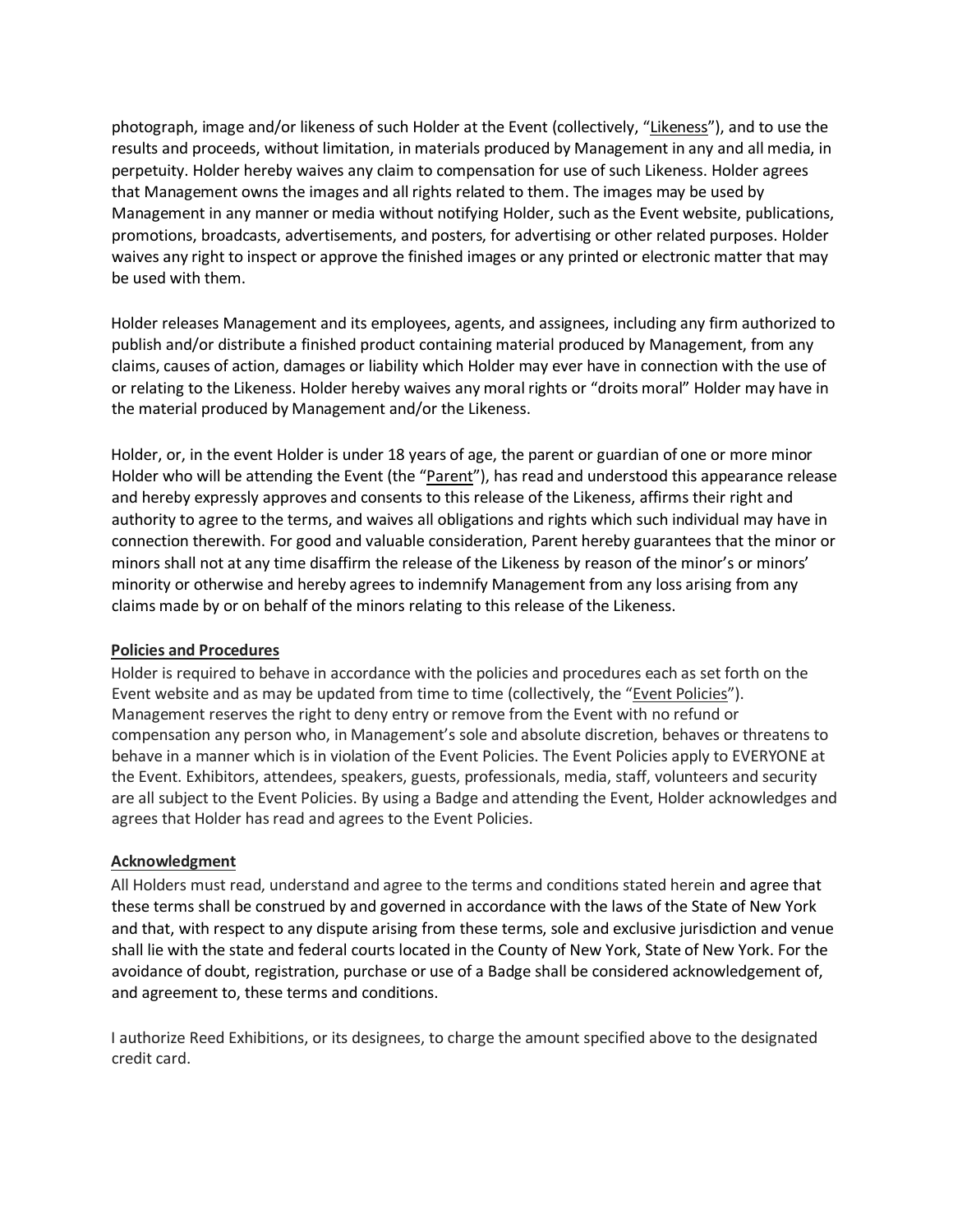photograph, image and/or likeness of such Holder at the Event (collectively, "Likeness"), and to use the results and proceeds, without limitation, in materials produced by Management in any and all media, in perpetuity. Holder hereby waives any claim to compensation for use of such Likeness. Holder agrees that Management owns the images and all rights related to them. The images may be used by Management in any manner or media without notifying Holder, such as the Event website, publications, promotions, broadcasts, advertisements, and posters, for advertising or other related purposes. Holder waives any right to inspect or approve the finished images or any printed or electronic matter that may be used with them.

Holder releases Management and its employees, agents, and assignees, including any firm authorized to publish and/or distribute a finished product containing material produced by Management, from any claims, causes of action, damages or liability which Holder may ever have in connection with the use of or relating to the Likeness. Holder hereby waives any moral rights or "droits moral" Holder may have in the material produced by Management and/or the Likeness.

Holder, or, in the event Holder is under 18 years of age, the parent or guardian of one or more minor Holder who will be attending the Event (the "Parent"), has read and understood this appearance release and hereby expressly approves and consents to this release of the Likeness, affirms their right and authority to agree to the terms, and waives all obligations and rights which such individual may have in connection therewith. For good and valuable consideration, Parent hereby guarantees that the minor or minors shall not at any time disaffirm the release of the Likeness by reason of the minor's or minors' minority or otherwise and hereby agrees to indemnify Management from any loss arising from any claims made by or on behalf of the minors relating to this release of the Likeness.

**Policies and Procedures**

Holder is required to behave in accordance with the policies and procedures each as set forth on the Event website and as may be updated from time to time (collectively, the "Event Policies"). Management reserves the right to deny entry or remove from the Event with no refund or compensation any person who, in Management's sole and absolute discretion, behaves or threatens to behave in a manner which is in violation of the Event Policies. The Event Policies apply to EVERYONE at the Event. Exhibitors, attendees, speakers, guests, professionals, media, staff, volunteers and security are all subject to the Event Policies. By using a Badge and attending the Event, Holder acknowledges and agrees that Holder has read and agrees to the Event Policies.

**Acknowledgment**

All Holders must read, understand and agree to the terms and conditions stated herein and agree that these terms shall be construed by and governed in accordance with the laws of the State of New York and that, with respect to any dispute arising from these terms, sole and exclusive jurisdiction and venue shall lie with the state and federal courts located in the County of New York, State of New York. For the avoidance of doubt, registration, purchase or use of a Badge shall be considered acknowledgement of, and agreement to, these terms and conditions.

I authorize Reed Exhibitions, or its designees, to charge the amount specified above to the designated credit card.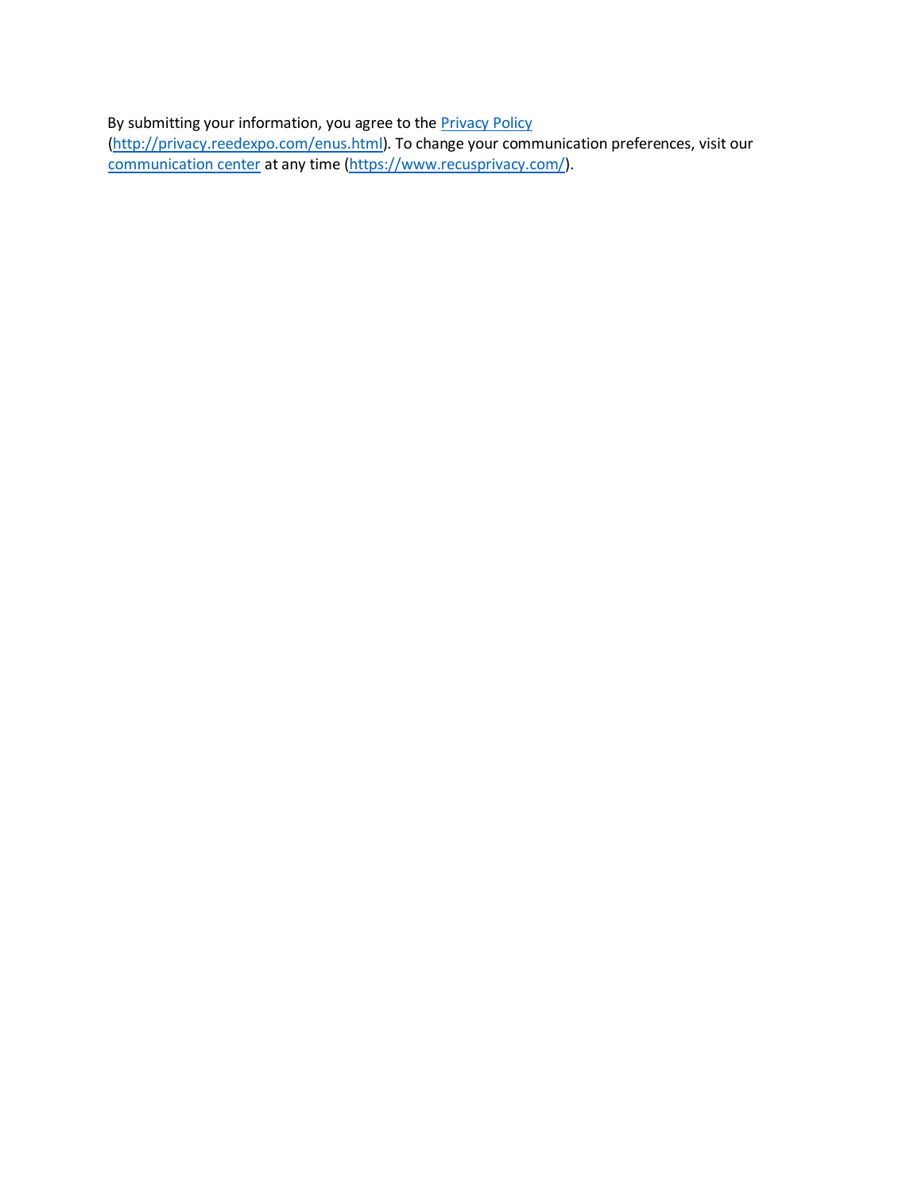By submitting your information, you agree to the [Privacy Policy](http://privacy.reedexpo.com/enus.html) (http://privacy.reedexpo.com/enus.html). To change your communication preferences, visit our [communication center](https://www.recusprivacy.com/) at any time (https://www.recusprivacy.com/).